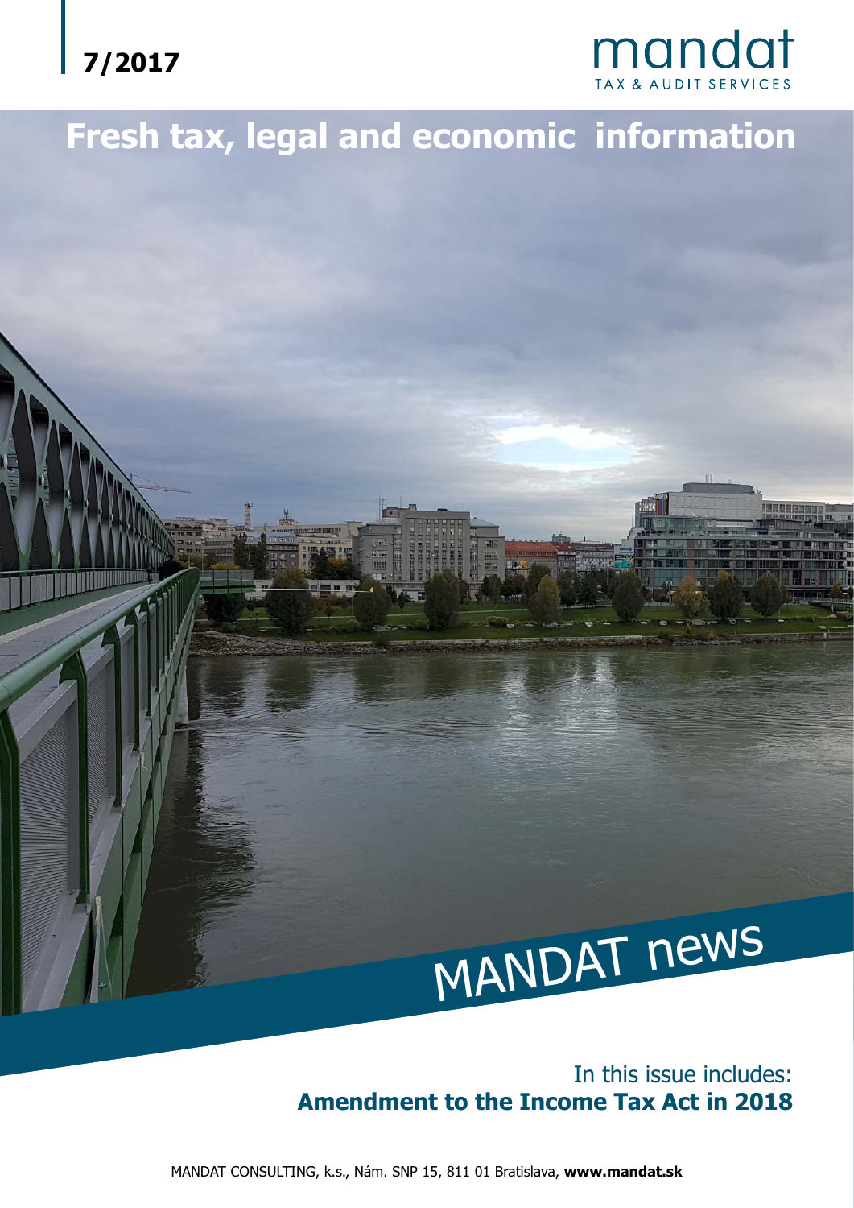7/2017

mandat
TAX & AUDIT SERVICES

# Fresh tax, legal and economic information

MANDAT news

In this issue includes:
**Amendment to the Income Tax Act in 2018**

MANDAT CONSULTING, k.s., Nám. SNP 15, 811 01 Bratislava, **www.mandat.sk**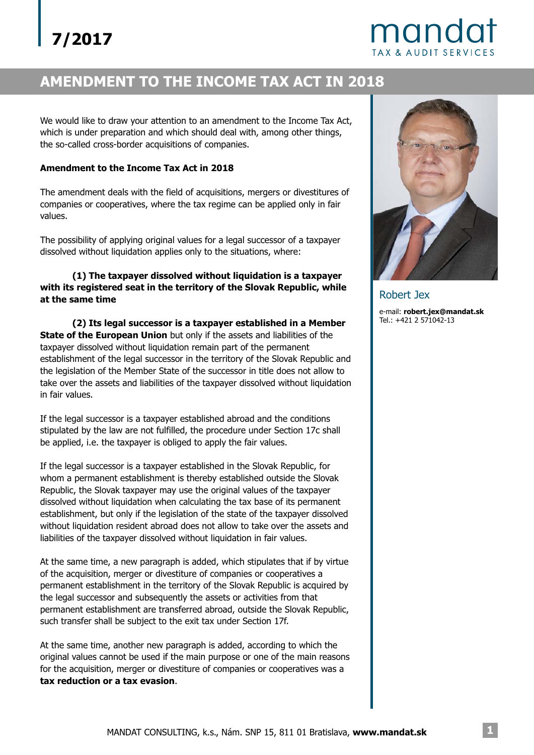7/2017

# AMENDMENT TO THE INCOME TAX ACT IN 2018

We would like to draw your attention to an amendment to the Income Tax Act, which is under preparation and which should deal with, among other things, the so-called cross-border acquisitions of companies.

**Amendment to the Income Tax Act in 2018**

The amendment deals with the field of acquisitions, mergers or divestitures of companies or cooperatives, where the tax regime can be applied only in fair values.

The possibility of applying original values for a legal successor of a taxpayer dissolved without liquidation applies only to the situations, where:

**(1) The taxpayer dissolved without liquidation is a taxpayer with its registered seat in the territory of the Slovak Republic, while at the same time**

**(2) Its legal successor is a taxpayer established in a Member State of the European Union** but only if the assets and liabilities of the taxpayer dissolved without liquidation remain part of the permanent establishment of the legal successor in the territory of the Slovak Republic and the legislation of the Member State of the successor in title does not allow to take over the assets and liabilities of the taxpayer dissolved without liquidation in fair values.

If the legal successor is a taxpayer established abroad and the conditions stipulated by the law are not fulfilled, the procedure under Section 17c shall be applied, i.e. the taxpayer is obliged to apply the fair values.

If the legal successor is a taxpayer established in the Slovak Republic, for whom a permanent establishment is thereby established outside the Slovak Republic, the Slovak taxpayer may use the original values of the taxpayer dissolved without liquidation when calculating the tax base of its permanent establishment, but only if the legislation of the state of the taxpayer dissolved without liquidation resident abroad does not allow to take over the assets and liabilities of the taxpayer dissolved without liquidation in fair values.

At the same time, a new paragraph is added, which stipulates that if by virtue of the acquisition, merger or divestiture of companies or cooperatives a permanent establishment in the territory of the Slovak Republic is acquired by the legal successor and subsequently the assets or activities from that permanent establishment are transferred abroad, outside the Slovak Republic, such transfer shall be subject to the exit tax under Section 17f.

At the same time, another new paragraph is added, according to which the original values cannot be used if the main purpose or one of the main reasons for the acquisition, merger or divestiture of companies or cooperatives was a **tax reduction or a tax evasion**.

Robert Jex

e-mail: **robert.jex@mandat.sk**
Tel.: +421 2 571042-13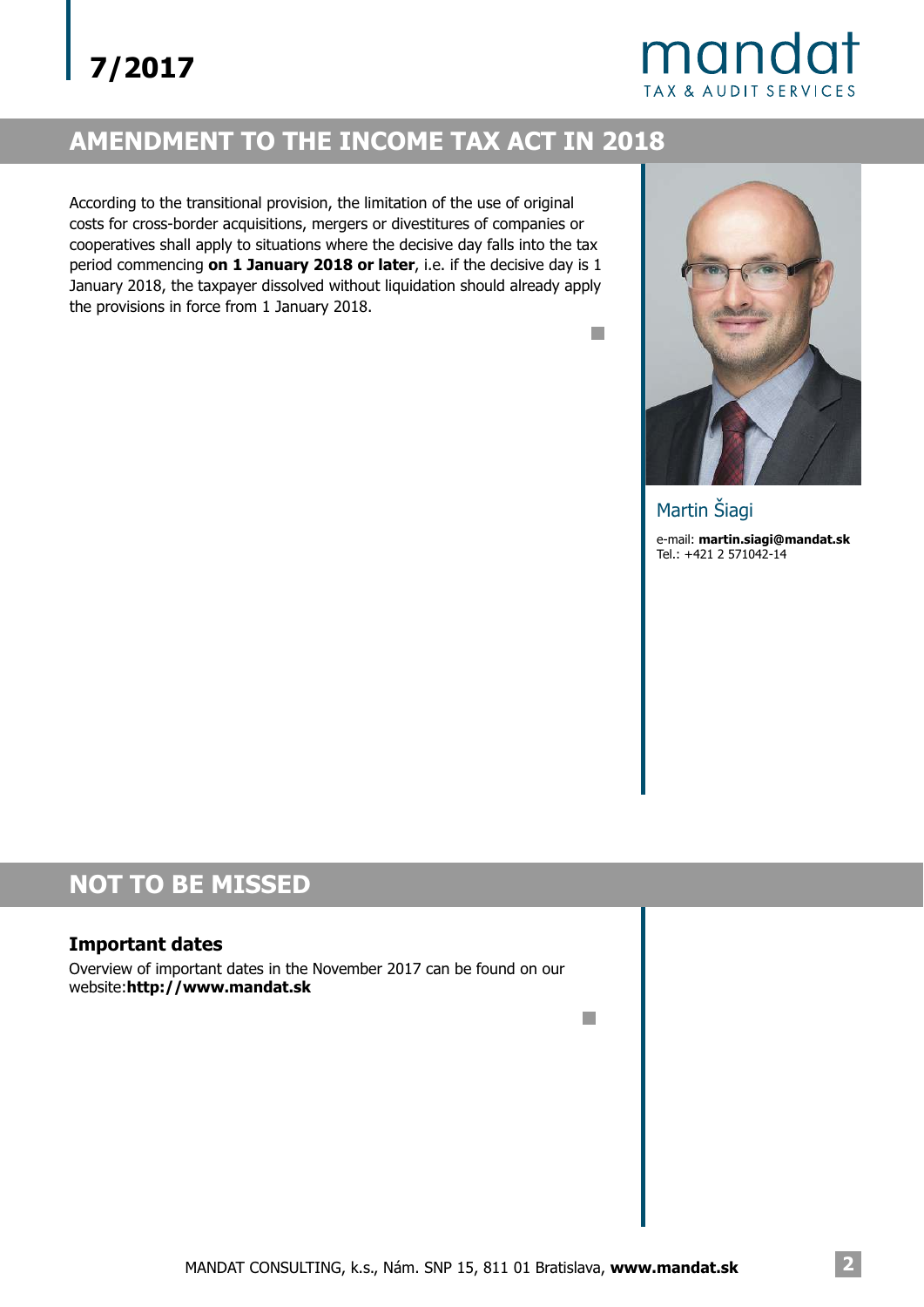## AMENDMENT TO THE INCOME TAX ACT IN 2018

According to the transitional provision, the limitation of the use of original costs for cross-border acquisitions, mergers or divestitures of companies or cooperatives shall apply to situations where the decisive day falls into the tax period commencing **on 1 January 2018 or later**, i.e. if the decisive day is 1 January 2018, the taxpayer dissolved without liquidation should already apply the provisions in force from 1 January 2018.

Martin Šiagi

e-mail: **martin.siagi@mandat.sk**
Tel.: +421 2 571042-14

## NOT TO BE MISSED

### Important dates

Overview of important dates in the November 2017 can be found on our website:**http://www.mandat.sk**

MANDAT CONSULTING, k.s., Nám. SNP 15, 811 01 Bratislava, **www.mandat.sk**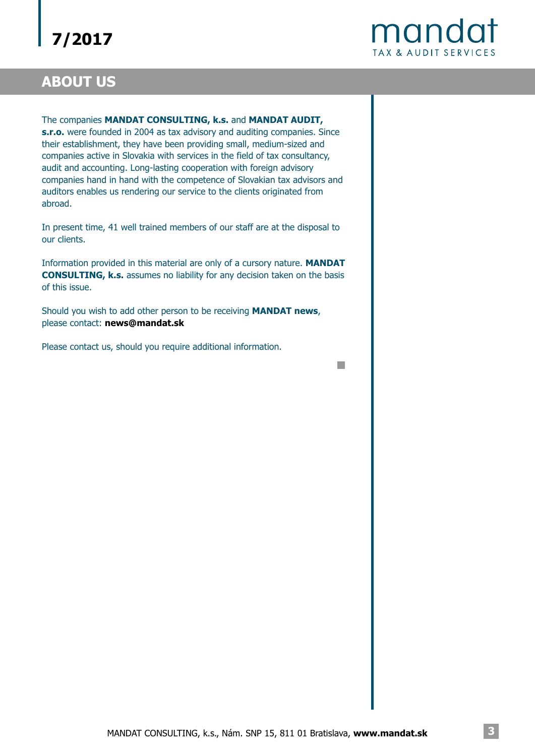## ABOUT US

The companies **MANDAT CONSULTING, k.s.** and **MANDAT AUDIT, s.r.o.** were founded in 2004 as tax advisory and auditing companies. Since their establishment, they have been providing small, medium-sized and companies active in Slovakia with services in the field of tax consultancy, audit and accounting. Long-lasting cooperation with foreign advisory companies hand in hand with the competence of Slovakian tax advisors and auditors enables us rendering our service to the clients originated from abroad.

In present time, 41 well trained members of our staff are at the disposal to our clients.

Information provided in this material are only of a cursory nature. **MANDAT CONSULTING, k.s.** assumes no liability for any decision taken on the basis of this issue.

Should you wish to add other person to be receiving **MANDAT news**, please contact: **news@mandat.sk**

Please contact us, should you require additional information.